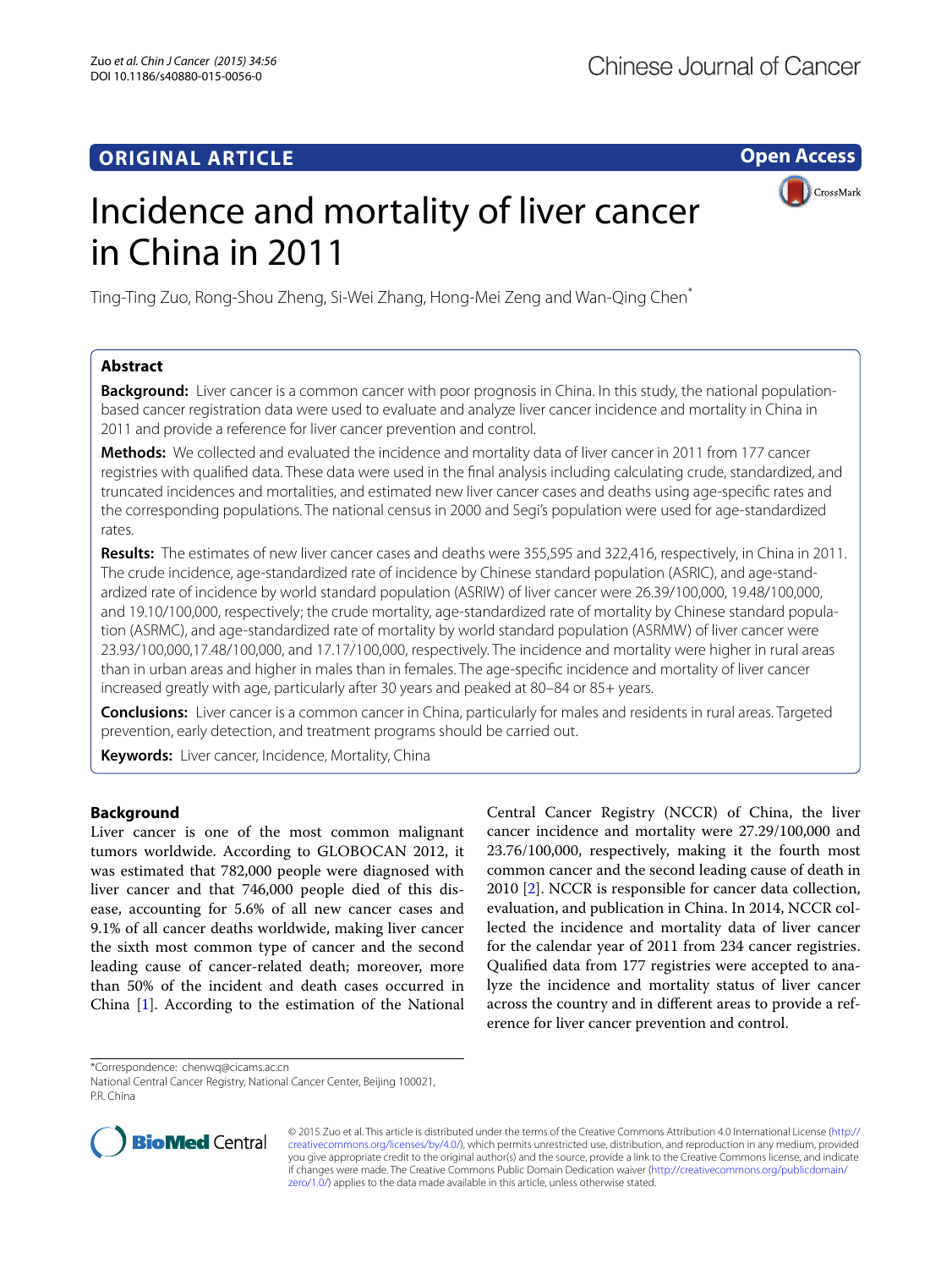ORIGINAL ARTICLE

Open Access

# Incidence and mortality of liver cancer in China in 2011

Ting-Ting Zuo, Rong-Shou Zheng, Si-Wei Zhang, Hong-Mei Zeng and Wan-Qing Chen*

## Abstract

**Background:** Liver cancer is a common cancer with poor prognosis in China. In this study, the national population-based cancer registration data were used to evaluate and analyze liver cancer incidence and mortality in China in 2011 and provide a reference for liver cancer prevention and control.

**Methods:** We collected and evaluated the incidence and mortality data of liver cancer in 2011 from 177 cancer registries with qualified data. These data were used in the final analysis including calculating crude, standardized, and truncated incidences and mortalities, and estimated new liver cancer cases and deaths using age-specific rates and the corresponding populations. The national census in 2000 and Segi's population were used for age-standardized rates.

**Results:** The estimates of new liver cancer cases and deaths were 355,595 and 322,416, respectively, in China in 2011. The crude incidence, age-standardized rate of incidence by Chinese standard population (ASRIC), and age-standardized rate of incidence by world standard population (ASRIW) of liver cancer were 26.39/100,000, 19.48/100,000, and 19.10/100,000, respectively; the crude mortality, age-standardized rate of mortality by Chinese standard population (ASRMC), and age-standardized rate of mortality by world standard population (ASRMW) of liver cancer were 23.93/100,000,17.48/100,000, and 17.17/100,000, respectively. The incidence and mortality were higher in rural areas than in urban areas and higher in males than in females. The age-specific incidence and mortality of liver cancer increased greatly with age, particularly after 30 years and peaked at 80–84 or 85+ years.

**Conclusions:** Liver cancer is a common cancer in China, particularly for males and residents in rural areas. Targeted prevention, early detection, and treatment programs should be carried out.

**Keywords:** Liver cancer, Incidence, Mortality, China

## Background

Liver cancer is one of the most common malignant tumors worldwide. According to GLOBOCAN 2012, it was estimated that 782,000 people were diagnosed with liver cancer and that 746,000 people died of this disease, accounting for 5.6% of all new cancer cases and 9.1% of all cancer deaths worldwide, making liver cancer the sixth most common type of cancer and the second leading cause of cancer-related death; moreover, more than 50% of the incident and death cases occurred in China [1]. According to the estimation of the National Central Cancer Registry (NCCR) of China, the liver cancer incidence and mortality were 27.29/100,000 and 23.76/100,000, respectively, making it the fourth most common cancer and the second leading cause of death in 2010 [2]. NCCR is responsible for cancer data collection, evaluation, and publication in China. In 2014, NCCR collected the incidence and mortality data of liver cancer for the calendar year of 2011 from 234 cancer registries. Qualified data from 177 registries were accepted to analyze the incidence and mortality status of liver cancer across the country and in different areas to provide a reference for liver cancer prevention and control.

*Correspondence: chenwq@cicams.ac.cn
National Central Cancer Registry, National Cancer Center, Beijing 100021, P.R. China

© 2015 Zuo et al. This article is distributed under the terms of the Creative Commons Attribution 4.0 International License (http://creativecommons.org/licenses/by/4.0/), which permits unrestricted use, distribution, and reproduction in any medium, provided you give appropriate credit to the original author(s) and the source, provide a link to the Creative Commons license, and indicate if changes were made. The Creative Commons Public Domain Dedication waiver (http://creativecommons.org/publicdomain/zero/1.0/) applies to the data made available in this article, unless otherwise stated.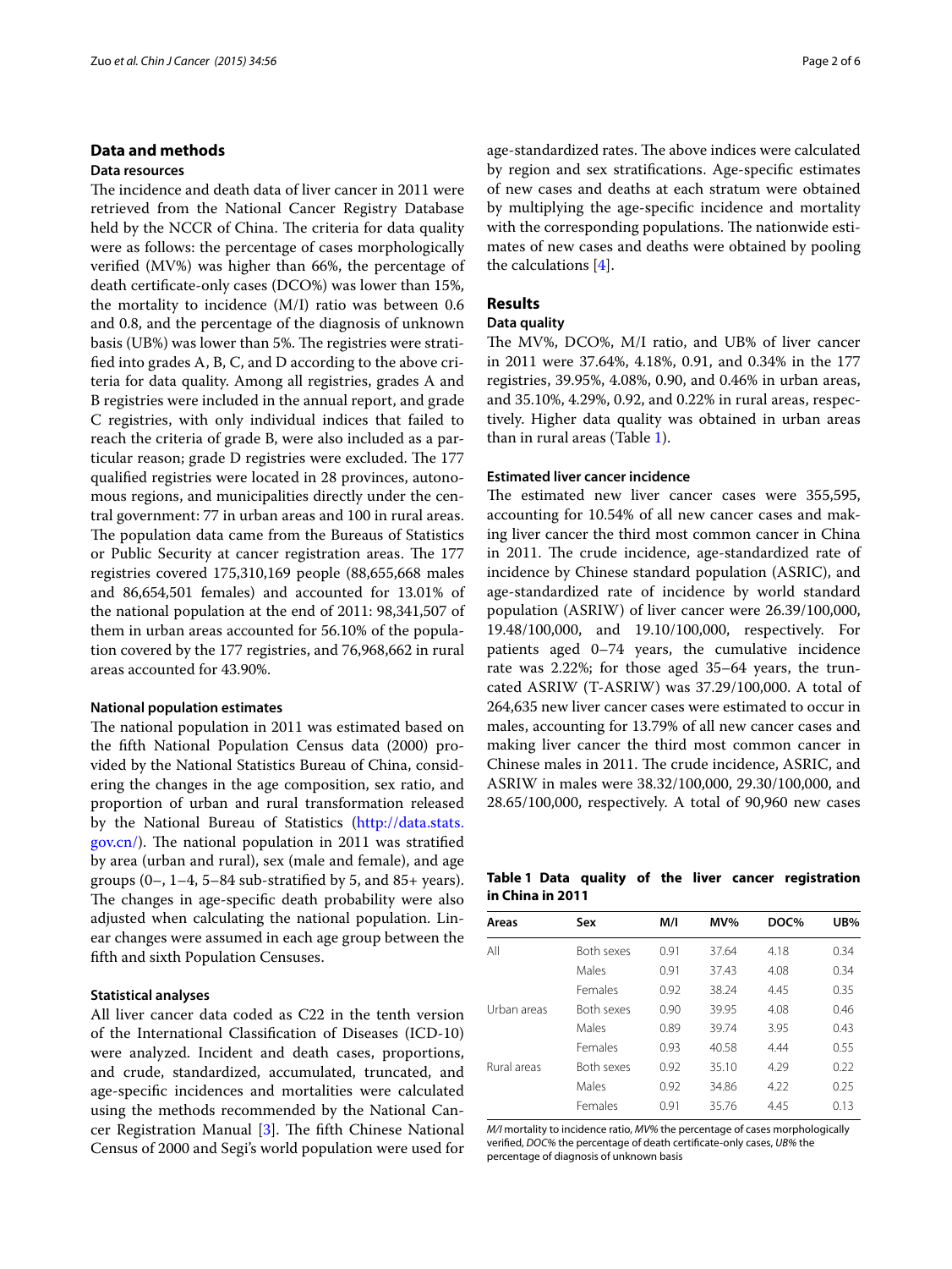## Data and methods

### Data resources

The incidence and death data of liver cancer in 2011 were retrieved from the National Cancer Registry Database held by the NCCR of China. The criteria for data quality were as follows: the percentage of cases morphologically verified (MV%) was higher than 66%, the percentage of death certificate-only cases (DCO%) was lower than 15%, the mortality to incidence (M/I) ratio was between 0.6 and 0.8, and the percentage of the diagnosis of unknown basis (UB%) was lower than 5%. The registries were stratified into grades A, B, C, and D according to the above criteria for data quality. Among all registries, grades A and B registries were included in the annual report, and grade C registries, with only individual indices that failed to reach the criteria of grade B, were also included as a particular reason; grade D registries were excluded. The 177 qualified registries were located in 28 provinces, autonomous regions, and municipalities directly under the central government: 77 in urban areas and 100 in rural areas. The population data came from the Bureaus of Statistics or Public Security at cancer registration areas. The 177 registries covered 175,310,169 people (88,655,668 males and 86,654,501 females) and accounted for 13.01% of the national population at the end of 2011: 98,341,507 of them in urban areas accounted for 56.10% of the population covered by the 177 registries, and 76,968,662 in rural areas accounted for 43.90%.

#### National population estimates

The national population in 2011 was estimated based on the fifth National Population Census data (2000) provided by the National Statistics Bureau of China, considering the changes in the age composition, sex ratio, and proportion of urban and rural transformation released by the National Bureau of Statistics (http://data.stats.gov.cn/). The national population in 2011 was stratified by area (urban and rural), sex (male and female), and age groups (0–, 1–4, 5–84 sub-stratified by 5, and 85+ years). The changes in age-specific death probability were also adjusted when calculating the national population. Linear changes were assumed in each age group between the fifth and sixth Population Censuses.

#### Statistical analyses

All liver cancer data coded as C22 in the tenth version of the International Classification of Diseases (ICD-10) were analyzed. Incident and death cases, proportions, and crude, standardized, accumulated, truncated, and age-specific incidences and mortalities were calculated using the methods recommended by the National Cancer Registration Manual [3]. The fifth Chinese National Census of 2000 and Segi's world population were used for age-standardized rates. The above indices were calculated by region and sex stratifications. Age-specific estimates of new cases and deaths at each stratum were obtained by multiplying the age-specific incidence and mortality with the corresponding populations. The nationwide estimates of new cases and deaths were obtained by pooling the calculations [4].

## Results

### Data quality

The MV%, DCO%, M/I ratio, and UB% of liver cancer in 2011 were 37.64%, 4.18%, 0.91, and 0.34% in the 177 registries, 39.95%, 4.08%, 0.90, and 0.46% in urban areas, and 35.10%, 4.29%, 0.92, and 0.22% in rural areas, respectively. Higher data quality was obtained in urban areas than in rural areas (Table 1).

#### Estimated liver cancer incidence

The estimated new liver cancer cases were 355,595, accounting for 10.54% of all new cancer cases and making liver cancer the third most common cancer in China in 2011. The crude incidence, age-standardized rate of incidence by Chinese standard population (ASRIC), and age-standardized rate of incidence by world standard population (ASRIW) of liver cancer were 26.39/100,000, 19.48/100,000, and 19.10/100,000, respectively. For patients aged 0–74 years, the cumulative incidence rate was 2.22%; for those aged 35–64 years, the truncated ASRIW (T-ASRIW) was 37.29/100,000. A total of 264,635 new liver cancer cases were estimated to occur in males, accounting for 13.79% of all new cancer cases and making liver cancer the third most common cancer in Chinese males in 2011. The crude incidence, ASRIC, and ASRIW in males were 38.32/100,000, 29.30/100,000, and 28.65/100,000, respectively. A total of 90,960 new cases

**Table 1 Data quality of the liver cancer registration in China in 2011**

| Areas | Sex | M/I | MV% | DOC% | UB% |
|---|---|---|---|---|---|
| All | Both sexes | 0.91 | 37.64 | 4.18 | 0.34 |
| | Males | 0.91 | 37.43 | 4.08 | 0.34 |
| | Females | 0.92 | 38.24 | 4.45 | 0.35 |
| Urban areas | Both sexes | 0.90 | 39.95 | 4.08 | 0.46 |
| | Males | 0.89 | 39.74 | 3.95 | 0.43 |
| | Females | 0.93 | 40.58 | 4.44 | 0.55 |
| Rural areas | Both sexes | 0.92 | 35.10 | 4.29 | 0.22 |
| | Males | 0.92 | 34.86 | 4.22 | 0.25 |
| | Females | 0.91 | 35.76 | 4.45 | 0.13 |

*M/I* mortality to incidence ratio, *MV%* the percentage of cases morphologically verified, *DOC%* the percentage of death certificate-only cases, *UB%* the percentage of diagnosis of unknown basis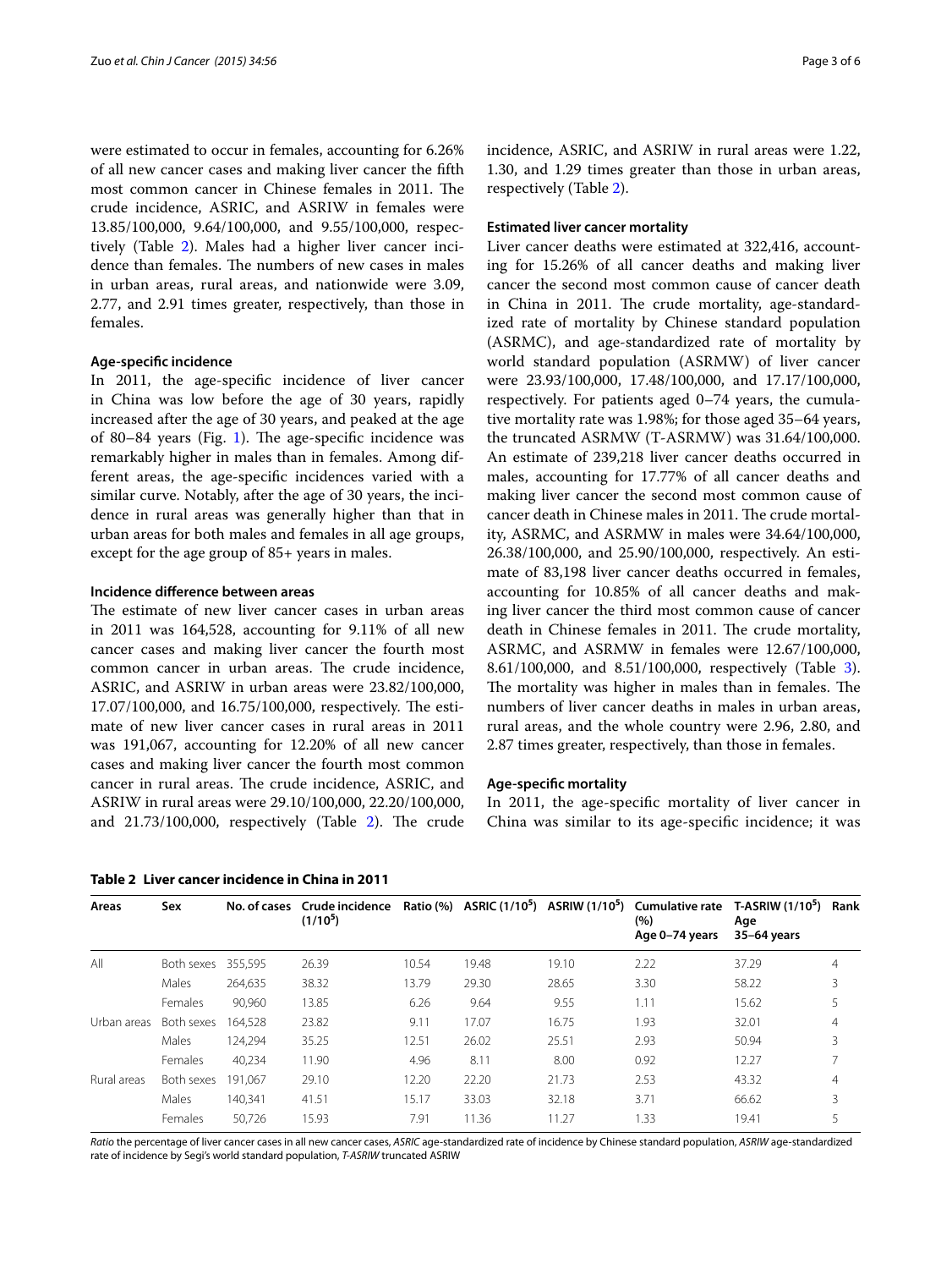were estimated to occur in females, accounting for 6.26% of all new cancer cases and making liver cancer the fifth most common cancer in Chinese females in 2011. The crude incidence, ASRIC, and ASRIW in females were 13.85/100,000, 9.64/100,000, and 9.55/100,000, respectively (Table 2). Males had a higher liver cancer incidence than females. The numbers of new cases in males in urban areas, rural areas, and nationwide were 3.09, 2.77, and 2.91 times greater, respectively, than those in females.

### Age-specific incidence

In 2011, the age-specific incidence of liver cancer in China was low before the age of 30 years, rapidly increased after the age of 30 years, and peaked at the age of 80–84 years (Fig. 1). The age-specific incidence was remarkably higher in males than in females. Among different areas, the age-specific incidences varied with a similar curve. Notably, after the age of 30 years, the incidence in rural areas was generally higher than that in urban areas for both males and females in all age groups, except for the age group of 85+ years in males.

### Incidence difference between areas

The estimate of new liver cancer cases in urban areas in 2011 was 164,528, accounting for 9.11% of all new cancer cases and making liver cancer the fourth most common cancer in urban areas. The crude incidence, ASRIC, and ASRIW in urban areas were 23.82/100,000, 17.07/100,000, and 16.75/100,000, respectively. The estimate of new liver cancer cases in rural areas in 2011 was 191,067, accounting for 12.20% of all new cancer cases and making liver cancer the fourth most common cancer in rural areas. The crude incidence, ASRIC, and ASRIW in rural areas were 29.10/100,000, 22.20/100,000, and 21.73/100,000, respectively (Table 2). The crude incidence, ASRIC, and ASRIW in rural areas were 1.22, 1.30, and 1.29 times greater than those in urban areas, respectively (Table 2).

### Estimated liver cancer mortality

Liver cancer deaths were estimated at 322,416, accounting for 15.26% of all cancer deaths and making liver cancer the second most common cause of cancer death in China in 2011. The crude mortality, age-standardized rate of mortality by Chinese standard population (ASRMC), and age-standardized rate of mortality by world standard population (ASRMW) of liver cancer were 23.93/100,000, 17.48/100,000, and 17.17/100,000, respectively. For patients aged 0–74 years, the cumulative mortality rate was 1.98%; for those aged 35–64 years, the truncated ASRMW (T-ASRMW) was 31.64/100,000. An estimate of 239,218 liver cancer deaths occurred in males, accounting for 17.77% of all cancer deaths and making liver cancer the second most common cause of cancer death in Chinese males in 2011. The crude mortality, ASRMC, and ASRMW in males were 34.64/100,000, 26.38/100,000, and 25.90/100,000, respectively. An estimate of 83,198 liver cancer deaths occurred in females, accounting for 10.85% of all cancer deaths and making liver cancer the third most common cause of cancer death in Chinese females in 2011. The crude mortality, ASRMC, and ASRMW in females were 12.67/100,000, 8.61/100,000, and 8.51/100,000, respectively (Table 3). The mortality was higher in males than in females. The numbers of liver cancer deaths in males in urban areas, rural areas, and the whole country were 2.96, 2.80, and 2.87 times greater, respectively, than those in females.

### Age-specific mortality

In 2011, the age-specific mortality of liver cancer in China was similar to its age-specific incidence; it was

**Table 2 Liver cancer incidence in China in 2011**

| Areas | Sex | No. of cases | Crude incidence ($1/10^5$) | Ratio (%) | ASRIC ($1/10^5$) | ASRIW ($1/10^5$) | Cumulative rate (%) Age 0–74 years | T-ASRIW ($1/10^5$) Age 35–64 years | Rank |
|---|---|---|---|---|---|---|---|---|---|
| All | Both sexes | 355,595 | 26.39 | 10.54 | 19.48 | 19.10 | 2.22 | 37.29 | 4 |
| | Males | 264,635 | 38.32 | 13.79 | 29.30 | 28.65 | 3.30 | 58.22 | 3 |
| | Females | 90,960 | 13.85 | 6.26 | 9.64 | 9.55 | 1.11 | 15.62 | 5 |
| Urban areas | Both sexes | 164,528 | 23.82 | 9.11 | 17.07 | 16.75 | 1.93 | 32.01 | 4 |
| | Males | 124,294 | 35.25 | 12.51 | 26.02 | 25.51 | 2.93 | 50.94 | 3 |
| | Females | 40,234 | 11.90 | 4.96 | 8.11 | 8.00 | 0.92 | 12.27 | 7 |
| Rural areas | Both sexes | 191,067 | 29.10 | 12.20 | 22.20 | 21.73 | 2.53 | 43.32 | 4 |
| | Males | 140,341 | 41.51 | 15.17 | 33.03 | 32.18 | 3.71 | 66.62 | 3 |
| | Females | 50,726 | 15.93 | 7.91 | 11.36 | 11.27 | 1.33 | 19.41 | 5 |

*Ratio* the percentage of liver cancer cases in all new cancer cases, *ASRIC* age-standardized rate of incidence by Chinese standard population, *ASRIW* age-standardized rate of incidence by Segi's world standard population, *T-ASRIW* truncated ASRIW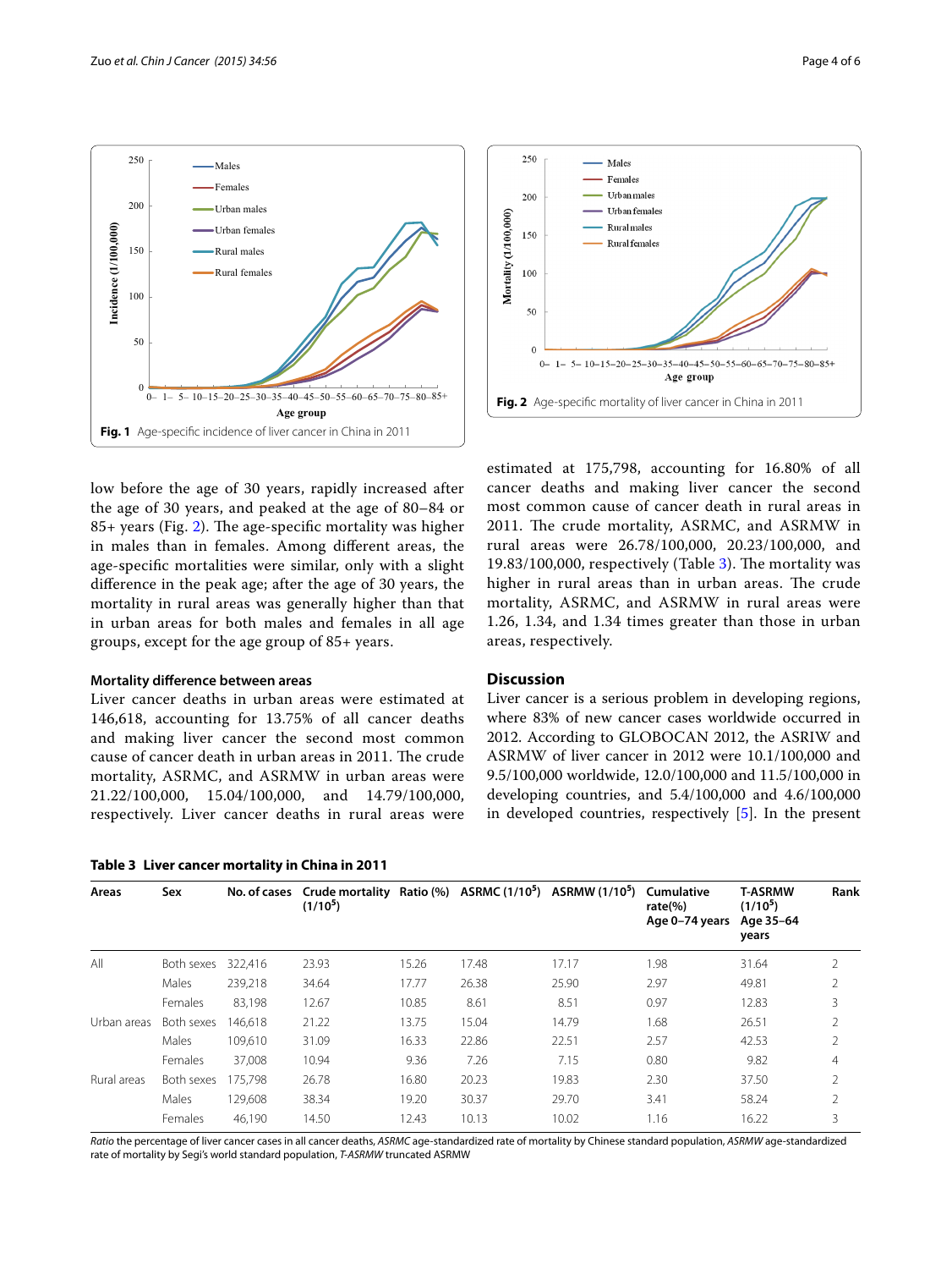Fig. 1 Age-specific incidence of liver cancer in China in 2011

Fig. 2 Age-specific mortality of liver cancer in China in 2011

low before the age of 30 years, rapidly increased after the age of 30 years, and peaked at the age of 80–84 or 85+ years (Fig. 2). The age-specific mortality was higher in males than in females. Among different areas, the age-specific mortalities were similar, only with a slight difference in the peak age; after the age of 30 years, the mortality in rural areas was generally higher than that in urban areas for both males and females in all age groups, except for the age group of 85+ years.

### Mortality difference between areas

Liver cancer deaths in urban areas were estimated at 146,618, accounting for 13.75% of all cancer deaths and making liver cancer the second most common cause of cancer death in urban areas in 2011. The crude mortality, ASRMC, and ASRMW in urban areas were 21.22/100,000, 15.04/100,000, and 14.79/100,000, respectively. Liver cancer deaths in rural areas were estimated at 175,798, accounting for 16.80% of all cancer deaths and making liver cancer the second most common cause of cancer death in rural areas in 2011. The crude mortality, ASRMC, and ASRMW in rural areas were 26.78/100,000, 20.23/100,000, and 19.83/100,000, respectively (Table 3). The mortality was higher in rural areas than in urban areas. The crude mortality, ASRMC, and ASRMW in rural areas were 1.26, 1.34, and 1.34 times greater than those in urban areas, respectively.

## Discussion

Liver cancer is a serious problem in developing regions, where 83% of new cancer cases worldwide occurred in 2012. According to GLOBOCAN 2012, the ASRIW and ASRMW of liver cancer in 2012 were 10.1/100,000 and 9.5/100,000 worldwide, 12.0/100,000 and 11.5/100,000 in developing countries, and 5.4/100,000 and 4.6/100,000 in developed countries, respectively [5]. In the present

**Table 3 Liver cancer mortality in China in 2011**

| Areas | Sex | No. of cases | Crude mortality ($1/10^5$) | Ratio (%) | ASRMC ($1/10^5$) | ASRMW ($1/10^5$) | Cumulative rate(%) Age 0–74 years | T-ASRMW ($1/10^5$) Age 35–64 years | Rank |
|---|---|---|---|---|---|---|---|---|---|
| All | Both sexes | 322,416 | 23.93 | 15.26 | 17.48 | 17.17 | 1.98 | 31.64 | 2 |
| | Males | 239,218 | 34.64 | 17.77 | 26.38 | 25.90 | 2.97 | 49.81 | 2 |
| | Females | 83,198 | 12.67 | 10.85 | 8.61 | 8.51 | 0.97 | 12.83 | 3 |
| Urban areas | Both sexes | 146,618 | 21.22 | 13.75 | 15.04 | 14.79 | 1.68 | 26.51 | 2 |
| | Males | 109,610 | 31.09 | 16.33 | 22.86 | 22.51 | 2.57 | 42.53 | 2 |
| | Females | 37,008 | 10.94 | 9.36 | 7.26 | 7.15 | 0.80 | 9.82 | 4 |
| Rural areas | Both sexes | 175,798 | 26.78 | 16.80 | 20.23 | 19.83 | 2.30 | 37.50 | 2 |
| | Males | 129,608 | 38.34 | 19.20 | 30.37 | 29.70 | 3.41 | 58.24 | 2 |
| | Females | 46,190 | 14.50 | 12.43 | 10.13 | 10.02 | 1.16 | 16.22 | 3 |

*Ratio* the percentage of liver cancer cases in all cancer deaths, *ASRMC* age-standardized rate of mortality by Chinese standard population, *ASRMW* age-standardized rate of mortality by Segi's world standard population, *T-ASRMW* truncated ASRMW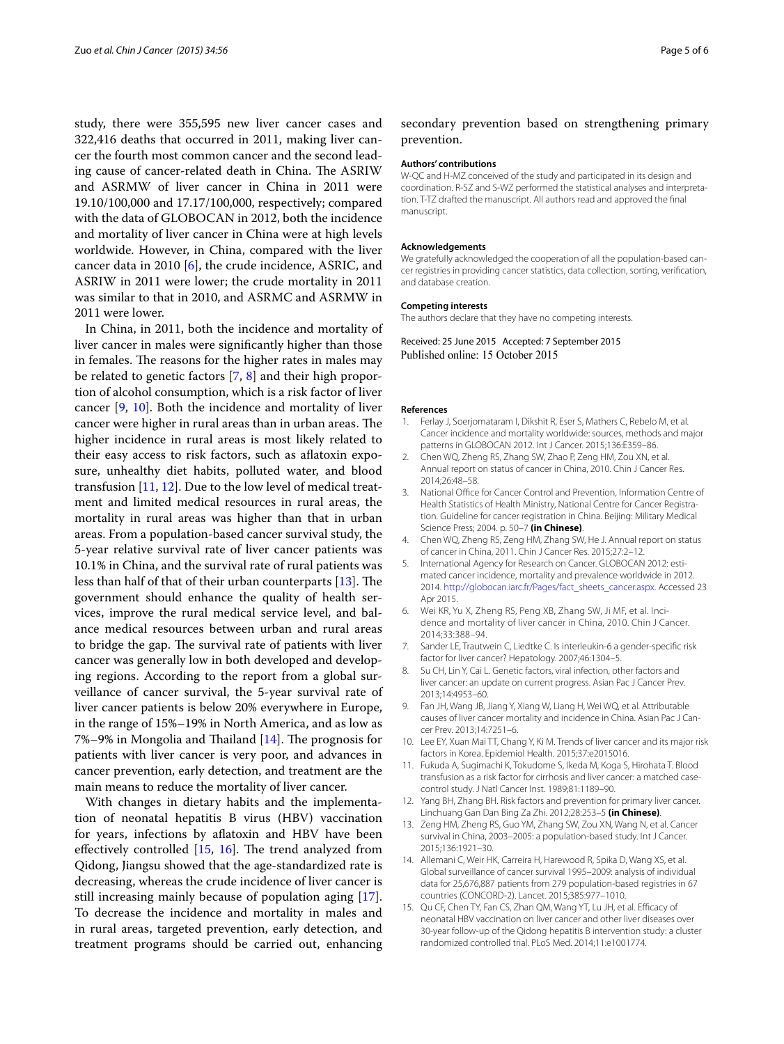study, there were 355,595 new liver cancer cases and 322,416 deaths that occurred in 2011, making liver cancer the fourth most common cancer and the second leading cause of cancer-related death in China. The ASRIW and ASRMW of liver cancer in China in 2011 were 19.10/100,000 and 17.17/100,000, respectively; compared with the data of GLOBOCAN in 2012, both the incidence and mortality of liver cancer in China were at high levels worldwide. However, in China, compared with the liver cancer data in 2010 [6], the crude incidence, ASRIC, and ASRIW in 2011 were lower; the crude mortality in 2011 was similar to that in 2010, and ASRMC and ASRMW in 2011 were lower.

In China, in 2011, both the incidence and mortality of liver cancer in males were significantly higher than those in females. The reasons for the higher rates in males may be related to genetic factors [7, 8] and their high proportion of alcohol consumption, which is a risk factor of liver cancer [9, 10]. Both the incidence and mortality of liver cancer were higher in rural areas than in urban areas. The higher incidence in rural areas is most likely related to their easy access to risk factors, such as aflatoxin exposure, unhealthy diet habits, polluted water, and blood transfusion [11, 12]. Due to the low level of medical treatment and limited medical resources in rural areas, the mortality in rural areas was higher than that in urban areas. From a population-based cancer survival study, the 5-year relative survival rate of liver cancer patients was 10.1% in China, and the survival rate of rural patients was less than half of that of their urban counterparts [13]. The government should enhance the quality of health services, improve the rural medical service level, and balance medical resources between urban and rural areas to bridge the gap. The survival rate of patients with liver cancer was generally low in both developed and developing regions. According to the report from a global surveillance of cancer survival, the 5-year survival rate of liver cancer patients is below 20% everywhere in Europe, in the range of 15%–19% in North America, and as low as 7%–9% in Mongolia and Thailand [14]. The prognosis for patients with liver cancer is very poor, and advances in cancer prevention, early detection, and treatment are the main means to reduce the mortality of liver cancer.

With changes in dietary habits and the implementation of neonatal hepatitis B virus (HBV) vaccination for years, infections by aflatoxin and HBV have been effectively controlled [15, 16]. The trend analyzed from Qidong, Jiangsu showed that the age-standardized rate is decreasing, whereas the crude incidence of liver cancer is still increasing mainly because of population aging [17]. To decrease the incidence and mortality in males and in rural areas, targeted prevention, early detection, and treatment programs should be carried out, enhancing secondary prevention based on strengthening primary prevention.

#### Authors' contributions

W-QC and H-MZ conceived of the study and participated in its design and coordination. R-SZ and S-WZ performed the statistical analyses and interpretation. T-TZ drafted the manuscript. All authors read and approved the final manuscript.

#### Acknowledgements

We gratefully acknowledged the cooperation of all the population-based cancer registries in providing cancer statistics, data collection, sorting, verification, and database creation.

#### Competing interests

The authors declare that they have no competing interests.

Received: 25 June 2015 Accepted: 7 September 2015
Published online: 15 October 2015

#### References

1. Ferlay J, Soerjomataram I, Dikshit R, Eser S, Mathers C, Rebelo M, et al. Cancer incidence and mortality worldwide: sources, methods and major patterns in GLOBOCAN 2012. Int J Cancer. 2015;136:E359–86.
2. Chen WQ, Zheng RS, Zhang SW, Zhao P, Zeng HM, Zou XN, et al. Annual report on status of cancer in China, 2010. Chin J Cancer Res. 2014;26:48–58.
3. National Office for Cancer Control and Prevention, Information Centre of Health Statistics of Health Ministry, National Centre for Cancer Registration. Guideline for cancer registration in China. Beijing: Military Medical Science Press; 2004. p. 50–7 **(in Chinese)**.
4. Chen WQ, Zheng RS, Zeng HM, Zhang SW, He J. Annual report on status of cancer in China, 2011. Chin J Cancer Res. 2015;27:2–12.
5. International Agency for Research on Cancer. GLOBOCAN 2012: estimated cancer incidence, mortality and prevalence worldwide in 2012. 2014. http://globocan.iarc.fr/Pages/fact_sheets_cancer.aspx. Accessed 23 Apr 2015.
6. Wei KR, Yu X, Zheng RS, Peng XB, Zhang SW, Ji MF, et al. Incidence and mortality of liver cancer in China, 2010. Chin J Cancer. 2014;33:388–94.
7. Sander LE, Trautwein C, Liedtke C. Is interleukin-6 a gender-specific risk factor for liver cancer? Hepatology. 2007;46:1304–5.
8. Su CH, Lin Y, Cai L. Genetic factors, viral infection, other factors and liver cancer: an update on current progress. Asian Pac J Cancer Prev. 2013;14:4953–60.
9. Fan JH, Wang JB, Jiang Y, Xiang W, Liang H, Wei WQ, et al. Attributable causes of liver cancer mortality and incidence in China. Asian Pac J Cancer Prev. 2013;14:7251–6.
10. Lee EY, Xuan Mai TT, Chang Y, Ki M. Trends of liver cancer and its major risk factors in Korea. Epidemiol Health. 2015;37:e2015016.
11. Fukuda A, Sugimachi K, Tokudome S, Ikeda M, Koga S, Hirohata T. Blood transfusion as a risk factor for cirrhosis and liver cancer: a matched case-control study. J Natl Cancer Inst. 1989;81:1189–90.
12. Yang BH, Zhang BH. Risk factors and prevention for primary liver cancer. Linchuang Gan Dan Bing Za Zhi. 2012;28:253–5 **(in Chinese)**.
13. Zeng HM, Zheng RS, Guo YM, Zhang SW, Zou XN, Wang N, et al. Cancer survival in China, 2003–2005: a population-based study. Int J Cancer. 2015;136:1921–30.
14. Allemani C, Weir HK, Carreira H, Harewood R, Spika D, Wang XS, et al. Global surveillance of cancer survival 1995–2009: analysis of individual data for 25,676,887 patients from 279 population-based registries in 67 countries (CONCORD-2). Lancet. 2015;385:977–1010.
15. Qu CF, Chen TY, Fan CS, Zhan QM, Wang YT, Lu JH, et al. Efficacy of neonatal HBV vaccination on liver cancer and other liver diseases over 30-year follow-up of the Qidong hepatitis B intervention study: a cluster randomized controlled trial. PLoS Med. 2014;11:e1001774.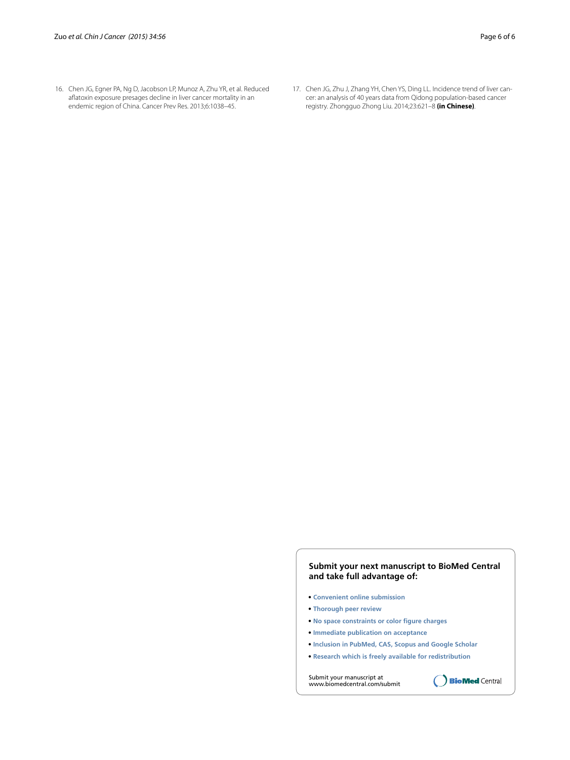16. Chen JG, Egner PA, Ng D, Jacobson LP, Munoz A, Zhu YR, et al. Reduced aflatoxin exposure presages decline in liver cancer mortality in an endemic region of China. Cancer Prev Res. 2013;6:1038–45.

17. Chen JG, Zhu J, Zhang YH, Chen YS, Ding LL. Incidence trend of liver cancer: an analysis of 40 years data from Qidong population-based cancer registry. Zhongguo Zhong Liu. 2014;23:621–8 **(in Chinese)**.

**Submit your next manuscript to BioMed Central and take full advantage of:**

- **Convenient online submission**
- **Thorough peer review**
- **No space constraints or color figure charges**
- **Immediate publication on acceptance**
- **Inclusion in PubMed, CAS, Scopus and Google Scholar**
- **Research which is freely available for redistribution**

Submit your manuscript at www.biomedcentral.com/submit

BioMed Central